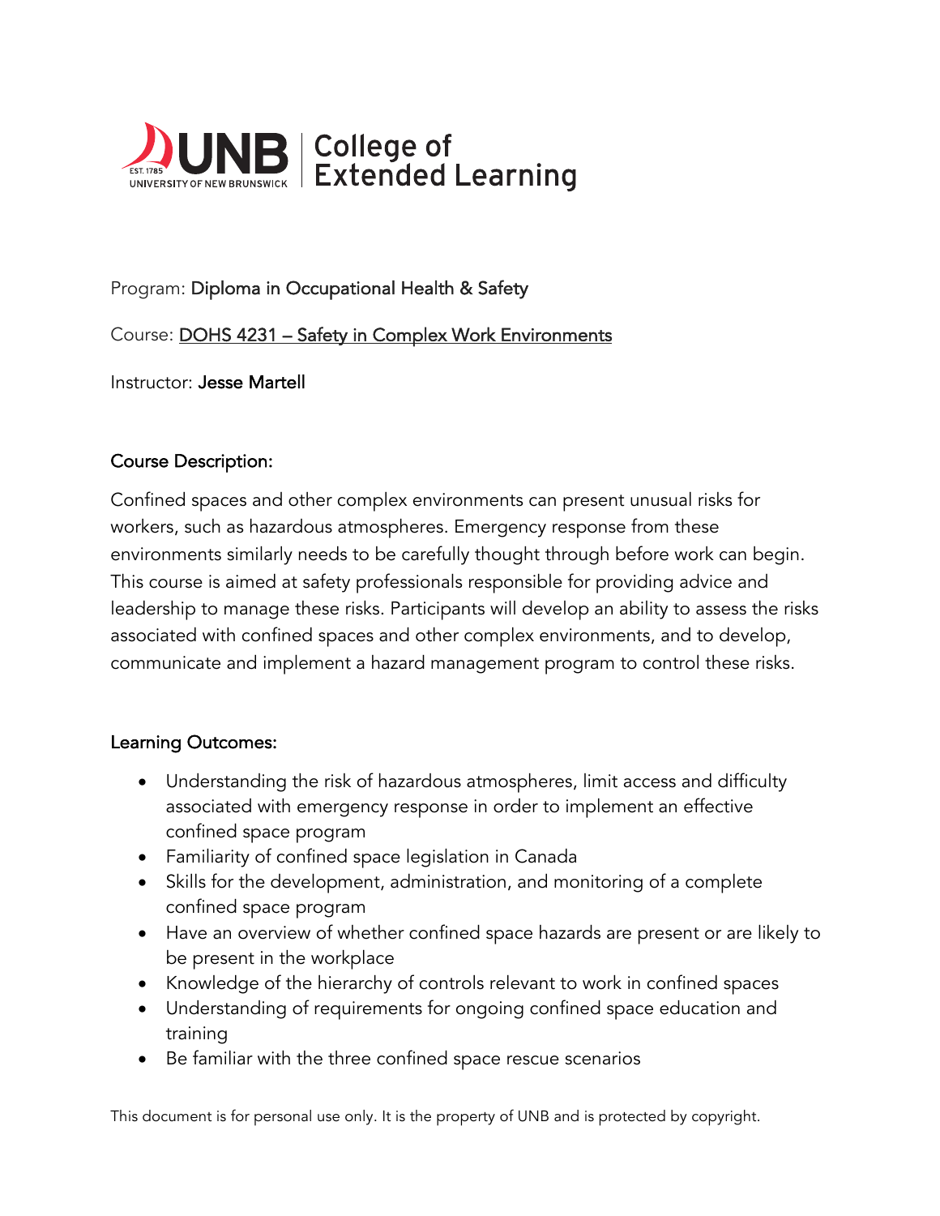UNB | College of Extended Learning

Program: Diploma in Occupational Health & Safety

Course: DOHS 4231 – Safety in Complex Work Environments

Instructor: Jesse Martell

## Course Description:

Confined spaces and other complex environments can present unusual risks for workers, such as hazardous atmospheres. Emergency response from these environments similarly needs to be carefully thought through before work can begin. This course is aimed at safety professionals responsible for providing advice and leadership to manage these risks. Participants will develop an ability to assess the risks associated with confined spaces and other complex environments, and to develop, communicate and implement a hazard management program to control these risks.

## Learning Outcomes:

- Understanding the risk of hazardous atmospheres, limit access and difficulty associated with emergency response in order to implement an effective confined space program
- Familiarity of confined space legislation in Canada
- Skills for the development, administration, and monitoring of a complete confined space program
- Have an overview of whether confined space hazards are present or are likely to be present in the workplace
- Knowledge of the hierarchy of controls relevant to work in confined spaces
- Understanding of requirements for ongoing confined space education and training
- Be familiar with the three confined space rescue scenarios

This document is for personal use only. It is the property of UNB and is protected by copyright.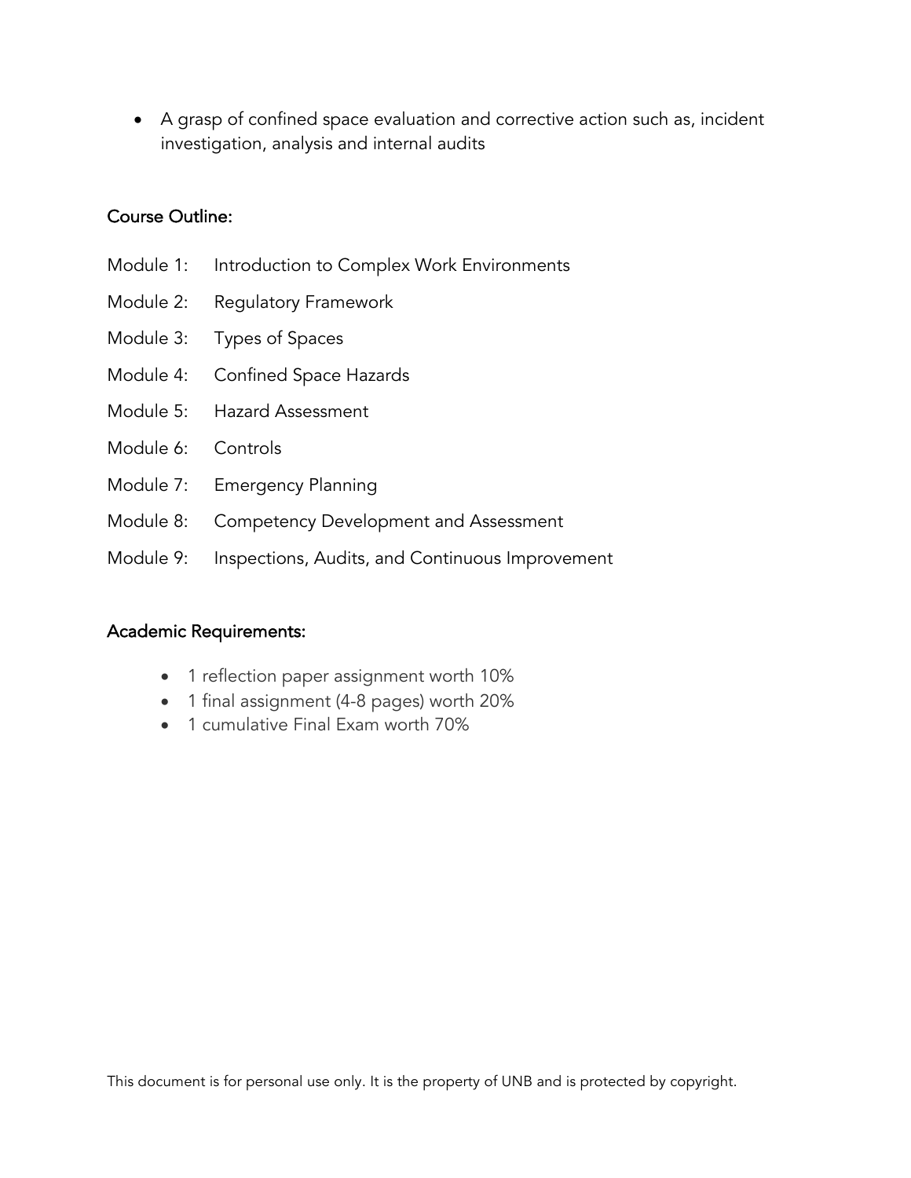- A grasp of confined space evaluation and corrective action such as, incident investigation, analysis and internal audits

## Course Outline:

Module 1: Introduction to Complex Work Environments

Module 2: Regulatory Framework

Module 3: Types of Spaces

Module 4: Confined Space Hazards

Module 5: Hazard Assessment

Module 6: Controls

Module 7: Emergency Planning

Module 8: Competency Development and Assessment

Module 9: Inspections, Audits, and Continuous Improvement

## Academic Requirements:

- 1 reflection paper assignment worth 10%
- 1 final assignment (4-8 pages) worth 20%
- 1 cumulative Final Exam worth 70%